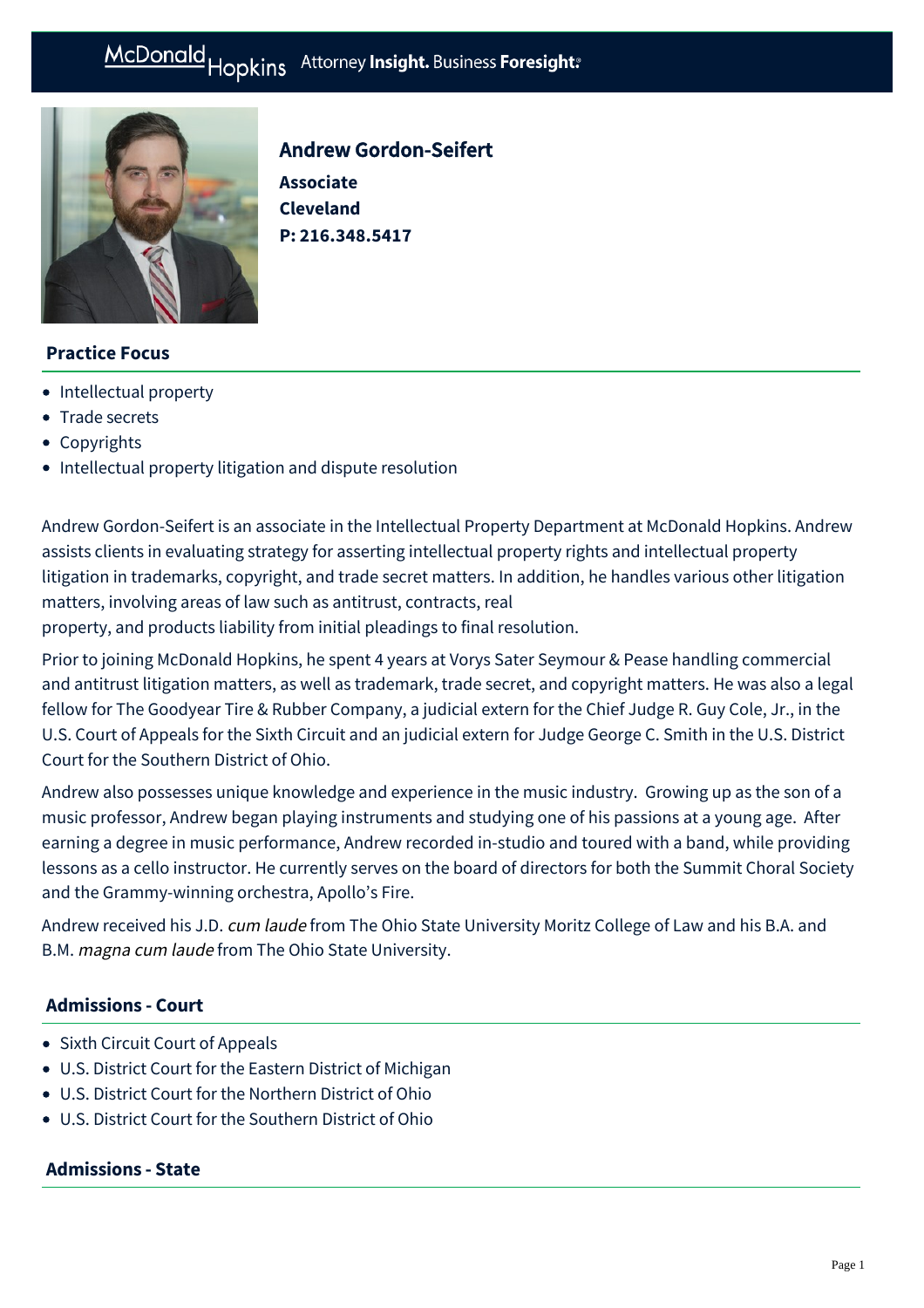McDonald Hopkins Attorney **Insight.** Business **Foresight.**

# Andrew Gordon-Seifert

**Associate**
**Cleveland**
**P: 216.348.5417**

## Practice Focus

- Intellectual property
- Trade secrets
- Copyrights
- Intellectual property litigation and dispute resolution

Andrew Gordon-Seifert is an associate in the Intellectual Property Department at McDonald Hopkins. Andrew assists clients in evaluating strategy for asserting intellectual property rights and intellectual property litigation in trademarks, copyright, and trade secret matters. In addition, he handles various other litigation matters, involving areas of law such as antitrust, contracts, real property, and products liability from initial pleadings to final resolution.

Prior to joining McDonald Hopkins, he spent 4 years at Vorys Sater Seymour & Pease handling commercial and antitrust litigation matters, as well as trademark, trade secret, and copyright matters. He was also a legal fellow for The Goodyear Tire & Rubber Company, a judicial extern for the Chief Judge R. Guy Cole, Jr., in the U.S. Court of Appeals for the Sixth Circuit and an judicial extern for Judge George C. Smith in the U.S. District Court for the Southern District of Ohio.

Andrew also possesses unique knowledge and experience in the music industry. Growing up as the son of a music professor, Andrew began playing instruments and studying one of his passions at a young age. After earning a degree in music performance, Andrew recorded in-studio and toured with a band, while providing lessons as a cello instructor. He currently serves on the board of directors for both the Summit Choral Society and the Grammy-winning orchestra, Apollo's Fire.

Andrew received his J.D. *cum laude* from The Ohio State University Moritz College of Law and his B.A. and B.M. *magna cum laude* from The Ohio State University.

## Admissions - Court

- Sixth Circuit Court of Appeals
- U.S. District Court for the Eastern District of Michigan
- U.S. District Court for the Northern District of Ohio
- U.S. District Court for the Southern District of Ohio

## Admissions - State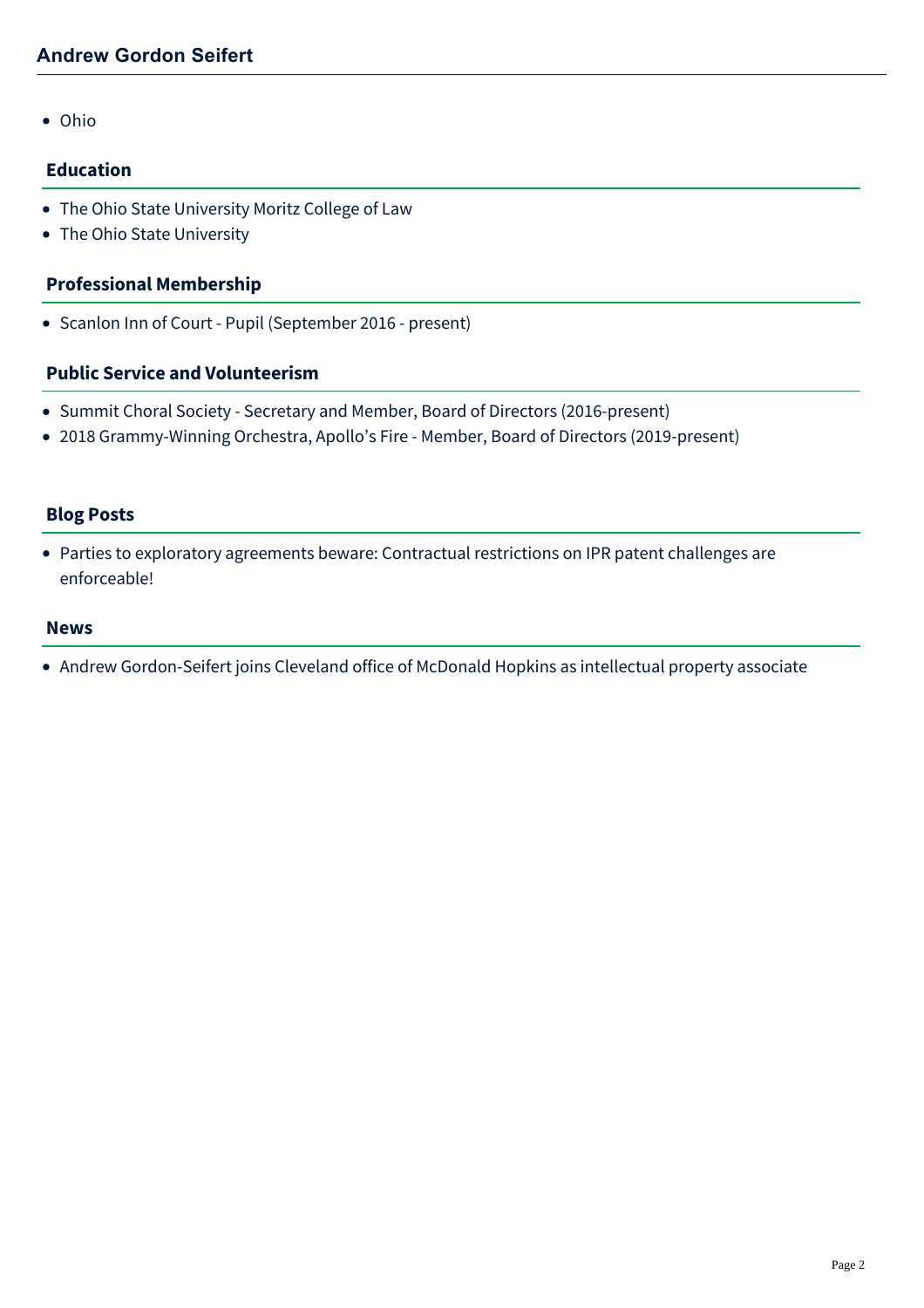- Ohio

## Education

- The Ohio State University Moritz College of Law
- The Ohio State University

## Professional Membership

- Scanlon Inn of Court - Pupil (September 2016 - present)

## Public Service and Volunteerism

- Summit Choral Society - Secretary and Member, Board of Directors (2016-present)
- 2018 Grammy-Winning Orchestra, Apollo's Fire - Member, Board of Directors (2019-present)

## Blog Posts

- Parties to exploratory agreements beware: Contractual restrictions on IPR patent challenges are enforceable!

## News

- Andrew Gordon-Seifert joins Cleveland office of McDonald Hopkins as intellectual property associate